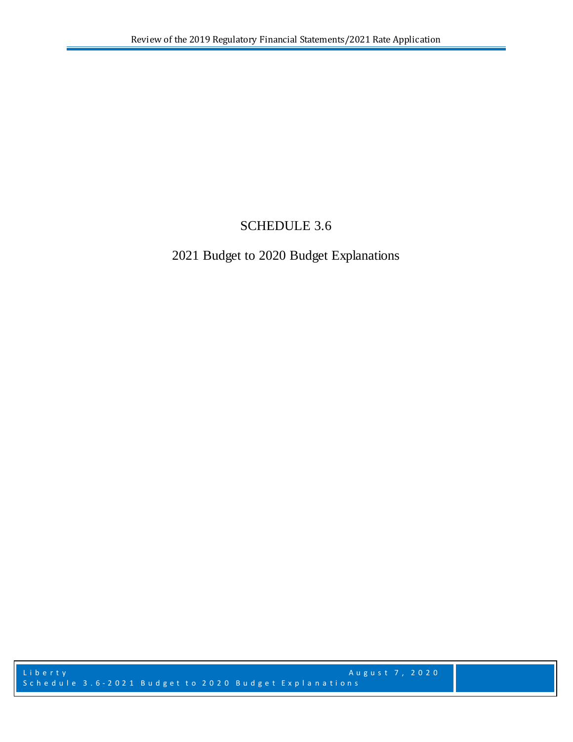# SCHEDULE 3.6

## 2021 Budget to 2020 Budget Explanations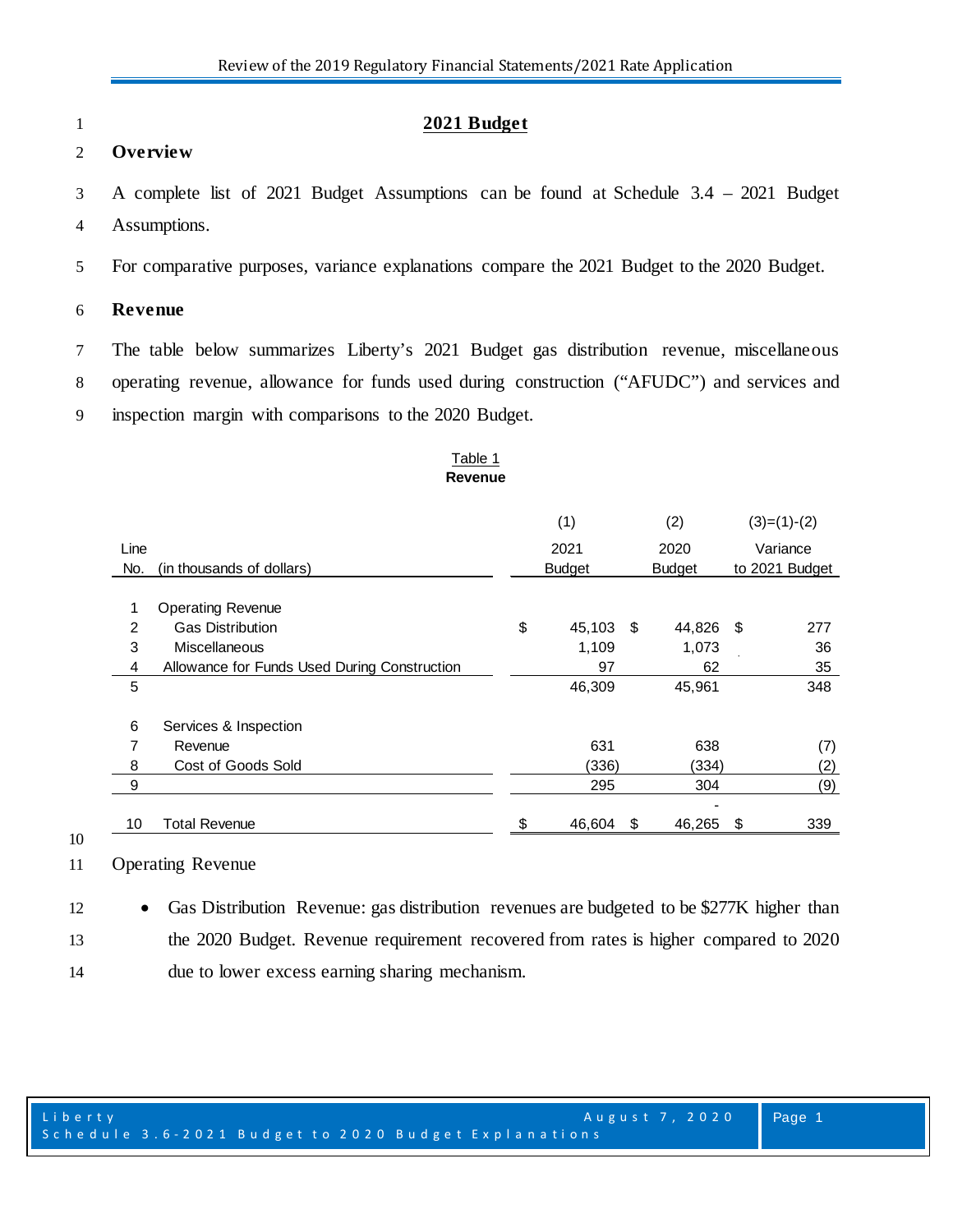# 2021 Budget

## Overview

A complete list of 2021 Budget Assumptions can be found at Schedule 3.4 – 2021 Budget Assumptions.

For comparative purposes, variance explanations compare the 2021 Budget to the 2020 Budget.

## Revenue

The table below summarizes Liberty's 2021 Budget gas distribution revenue, miscellaneous operating revenue, allowance for funds used during construction ("AFUDC") and services and inspection margin with comparisons to the 2020 Budget.

Table 1
**Revenue**

| Line No. | (in thousands of dollars) | (1) 2021 Budget | (2) 2020 Budget | (3)=(1)-(2) Variance to 2021 Budget |
|---|---|---|---|---|
| 1 | Operating Revenue | | | |
| 2 | Gas Distribution | $ 45,103 | $ 44,826 | $ 277 |
| 3 | Miscellaneous | 1,109 | 1,073 | 36 |
| 4 | Allowance for Funds Used During Construction | 97 | 62 | 35 |
| 5 | | 46,309 | 45,961 | 348 |
| 6 | Services & Inspection | | | |
| 7 | Revenue | 631 | 638 | (7) |
| 8 | Cost of Goods Sold | (336) | (334) | (2) |
| 9 | | 295 | 304 | (9) |
| | | | - | |
| 10 | Total Revenue | $ 46,604 | $ 46,265 | $ 339 |

Operating Revenue

- Gas Distribution Revenue: gas distribution revenues are budgeted to be $277K higher than the 2020 Budget. Revenue requirement recovered from rates is higher compared to 2020 due to lower excess earning sharing mechanism.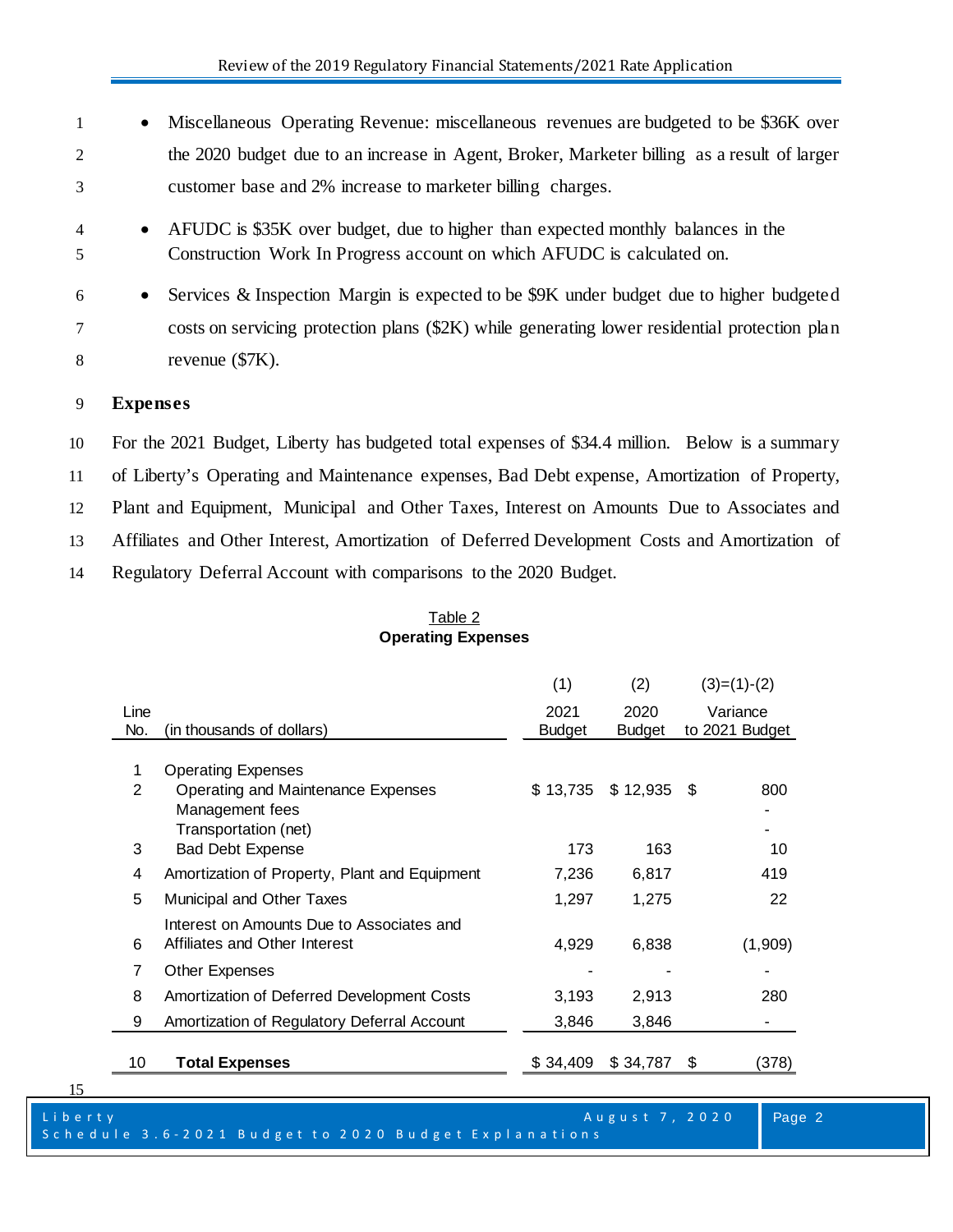- Miscellaneous Operating Revenue: miscellaneous revenues are budgeted to be $36K over the 2020 budget due to an increase in Agent, Broker, Marketer billing as a result of larger customer base and 2% increase to marketer billing charges.
- AFUDC is $35K over budget, due to higher than expected monthly balances in the Construction Work In Progress account on which AFUDC is calculated on.
- Services & Inspection Margin is expected to be $9K under budget due to higher budgeted costs on servicing protection plans ($2K) while generating lower residential protection plan revenue ($7K).

**Expenses**

For the 2021 Budget, Liberty has budgeted total expenses of $34.4 million. Below is a summary of Liberty's Operating and Maintenance expenses, Bad Debt expense, Amortization of Property, Plant and Equipment, Municipal and Other Taxes, Interest on Amounts Due to Associates and Affiliates and Other Interest, Amortization of Deferred Development Costs and Amortization of Regulatory Deferral Account with comparisons to the 2020 Budget.

Table 2
**Operating Expenses**

| Line No. | (in thousands of dollars) | (1) 2021 Budget | (2) 2020 Budget | (3)=(1)-(2) Variance to 2021 Budget |
|---|---|---|---|---|
| 1 | Operating Expenses | | | |
| 2 | Operating and Maintenance Expenses | $ 13,735 | $ 12,935 | $ 800 |
| | Management fees | | | - |
| | Transportation (net) | | | - |
| 3 | Bad Debt Expense | 173 | 163 | 10 |
| 4 | Amortization of Property, Plant and Equipment | 7,236 | 6,817 | 419 |
| 5 | Municipal and Other Taxes | 1,297 | 1,275 | 22 |
| 6 | Interest on Amounts Due to Associates and Affiliates and Other Interest | 4,929 | 6,838 | (1,909) |
| 7 | Other Expenses | - | - | - |
| 8 | Amortization of Deferred Development Costs | 3,193 | 2,913 | 280 |
| 9 | Amortization of Regulatory Deferral Account | 3,846 | 3,846 | - |
| 10 | **Total Expenses** | $ 34,409 | $ 34,787 | $ (378) |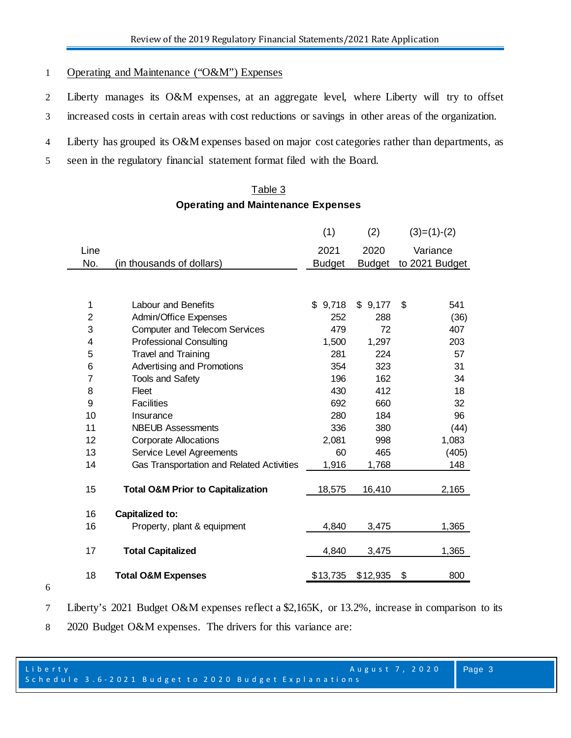Operating and Maintenance ("O&M") Expenses

Liberty manages its O&M expenses, at an aggregate level, where Liberty will try to offset increased costs in certain areas with cost reductions or savings in other areas of the organization.

Liberty has grouped its O&M expenses based on major cost categories rather than departments, as seen in the regulatory financial statement format filed with the Board.

Table 3
**Operating and Maintenance Expenses**

| Line No. | (in thousands of dollars) | (1) 2021 Budget | (2) 2020 Budget | (3)=(1)-(2) Variance to 2021 Budget |
|---|---|---|---|---|
| 1 | Labour and Benefits | $ 9,718 | $ 9,177 | $ 541 |
| 2 | Admin/Office Expenses | 252 | 288 | (36) |
| 3 | Computer and Telecom Services | 479 | 72 | 407 |
| 4 | Professional Consulting | 1,500 | 1,297 | 203 |
| 5 | Travel and Training | 281 | 224 | 57 |
| 6 | Advertising and Promotions | 354 | 323 | 31 |
| 7 | Tools and Safety | 196 | 162 | 34 |
| 8 | Fleet | 430 | 412 | 18 |
| 9 | Facilities | 692 | 660 | 32 |
| 10 | Insurance | 280 | 184 | 96 |
| 11 | NBEUB Assessments | 336 | 380 | (44) |
| 12 | Corporate Allocations | 2,081 | 998 | 1,083 |
| 13 | Service Level Agreements | 60 | 465 | (405) |
| 14 | Gas Transportation and Related Activities | 1,916 | 1,768 | 148 |
| 15 | **Total O&M Prior to Capitalization** | 18,575 | 16,410 | 2,165 |
| 16 | **Capitalized to:** | | | |
| 16 | Property, plant & equipment | 4,840 | 3,475 | 1,365 |
| 17 | **Total Capitalized** | 4,840 | 3,475 | 1,365 |
| 18 | **Total O&M Expenses** | $13,735 | $12,935 | $ 800 |

Liberty's 2021 Budget O&M expenses reflect a $2,165K, or 13.2%, increase in comparison to its 2020 Budget O&M expenses. The drivers for this variance are: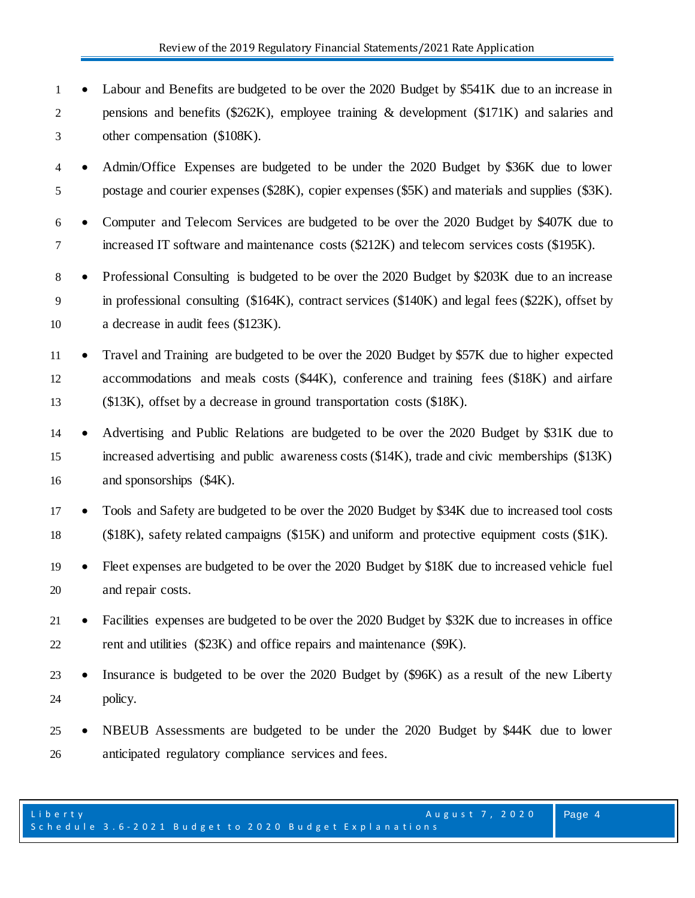- Labour and Benefits are budgeted to be over the 2020 Budget by $541K due to an increase in pensions and benefits ($262K), employee training & development ($171K) and salaries and other compensation ($108K).
- Admin/Office Expenses are budgeted to be under the 2020 Budget by $36K due to lower postage and courier expenses ($28K), copier expenses ($5K) and materials and supplies ($3K).
- Computer and Telecom Services are budgeted to be over the 2020 Budget by $407K due to increased IT software and maintenance costs ($212K) and telecom services costs ($195K).
- Professional Consulting is budgeted to be over the 2020 Budget by $203K due to an increase in professional consulting ($164K), contract services ($140K) and legal fees ($22K), offset by a decrease in audit fees ($123K).
- Travel and Training are budgeted to be over the 2020 Budget by $57K due to higher expected accommodations and meals costs ($44K), conference and training fees ($18K) and airfare ($13K), offset by a decrease in ground transportation costs ($18K).
- Advertising and Public Relations are budgeted to be over the 2020 Budget by $31K due to increased advertising and public awareness costs ($14K), trade and civic memberships ($13K) and sponsorships ($4K).
- Tools and Safety are budgeted to be over the 2020 Budget by $34K due to increased tool costs ($18K), safety related campaigns ($15K) and uniform and protective equipment costs ($1K).
- Fleet expenses are budgeted to be over the 2020 Budget by $18K due to increased vehicle fuel and repair costs.
- Facilities expenses are budgeted to be over the 2020 Budget by $32K due to increases in office rent and utilities ($23K) and office repairs and maintenance ($9K).
- Insurance is budgeted to be over the 2020 Budget by ($96K) as a result of the new Liberty policy.
- NBEUB Assessments are budgeted to be under the 2020 Budget by $44K due to lower anticipated regulatory compliance services and fees.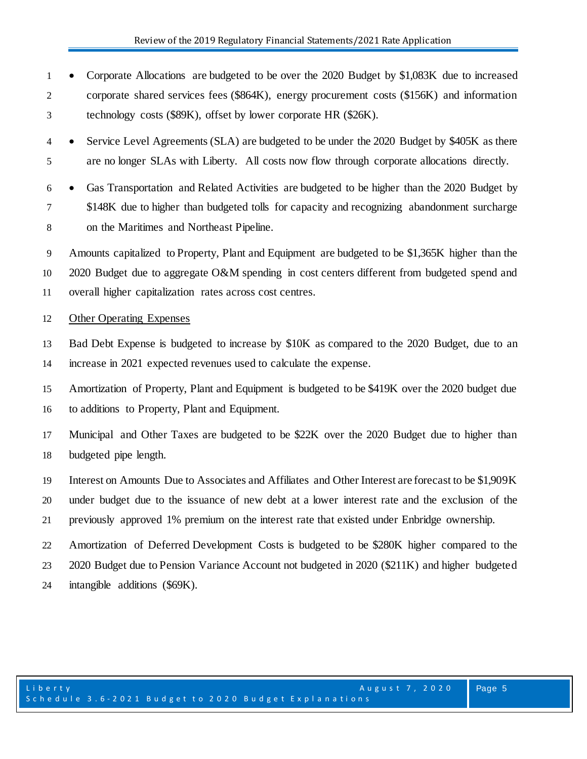- Corporate Allocations are budgeted to be over the 2020 Budget by $1,083K due to increased corporate shared services fees ($864K), energy procurement costs ($156K) and information technology costs ($89K), offset by lower corporate HR ($26K).
- Service Level Agreements (SLA) are budgeted to be under the 2020 Budget by $405K as there are no longer SLAs with Liberty. All costs now flow through corporate allocations directly.
- Gas Transportation and Related Activities are budgeted to be higher than the 2020 Budget by $148K due to higher than budgeted tolls for capacity and recognizing abandonment surcharge on the Maritimes and Northeast Pipeline.

Amounts capitalized to Property, Plant and Equipment are budgeted to be $1,365K higher than the 2020 Budget due to aggregate O&M spending in cost centers different from budgeted spend and overall higher capitalization rates across cost centres.

Other Operating Expenses

Bad Debt Expense is budgeted to increase by $10K as compared to the 2020 Budget, due to an increase in 2021 expected revenues used to calculate the expense.

Amortization of Property, Plant and Equipment is budgeted to be $419K over the 2020 budget due to additions to Property, Plant and Equipment.

Municipal and Other Taxes are budgeted to be $22K over the 2020 Budget due to higher than budgeted pipe length.

Interest on Amounts Due to Associates and Affiliates and Other Interest are forecast to be $1,909K under budget due to the issuance of new debt at a lower interest rate and the exclusion of the previously approved 1% premium on the interest rate that existed under Enbridge ownership.

Amortization of Deferred Development Costs is budgeted to be $280K higher compared to the 2020 Budget due to Pension Variance Account not budgeted in 2020 ($211K) and higher budgeted intangible additions ($69K).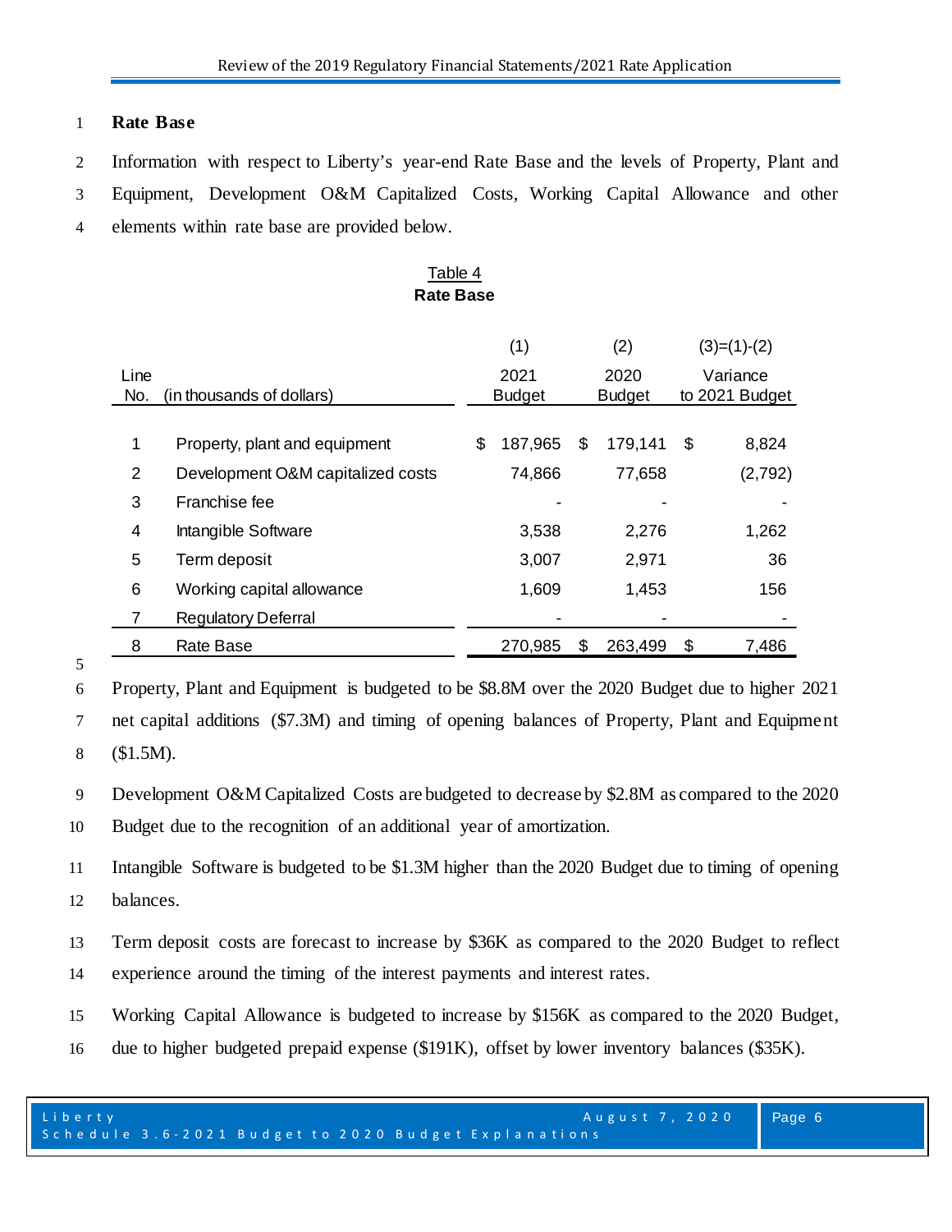## Rate Base

Information with respect to Liberty's year-end Rate Base and the levels of Property, Plant and Equipment, Development O&M Capitalized Costs, Working Capital Allowance and other elements within rate base are provided below.

Table 4
**Rate Base**

| Line No. | (in thousands of dollars) | (1) 2021 Budget | (2) 2020 Budget | (3)=(1)-(2) Variance to 2021 Budget |
|---|---|---|---|---|
| 1 | Property, plant and equipment | $ 187,965 | $ 179,141 | $ 8,824 |
| 2 | Development O&M capitalized costs | 74,866 | 77,658 | (2,792) |
| 3 | Franchise fee | - | - | - |
| 4 | Intangible Software | 3,538 | 2,276 | 1,262 |
| 5 | Term deposit | 3,007 | 2,971 | 36 |
| 6 | Working capital allowance | 1,609 | 1,453 | 156 |
| 7 | Regulatory Deferral | - | - | - |
| 8 | Rate Base | 270,985 | $ 263,499 | $ 7,486 |

Property, Plant and Equipment is budgeted to be $8.8M over the 2020 Budget due to higher 2021 net capital additions ($7.3M) and timing of opening balances of Property, Plant and Equipment ($1.5M).

Development O&M Capitalized Costs are budgeted to decrease by $2.8M as compared to the 2020 Budget due to the recognition of an additional year of amortization.

Intangible Software is budgeted to be $1.3M higher than the 2020 Budget due to timing of opening balances.

Term deposit costs are forecast to increase by $36K as compared to the 2020 Budget to reflect experience around the timing of the interest payments and interest rates.

Working Capital Allowance is budgeted to increase by $156K as compared to the 2020 Budget, due to higher budgeted prepaid expense ($191K), offset by lower inventory balances ($35K).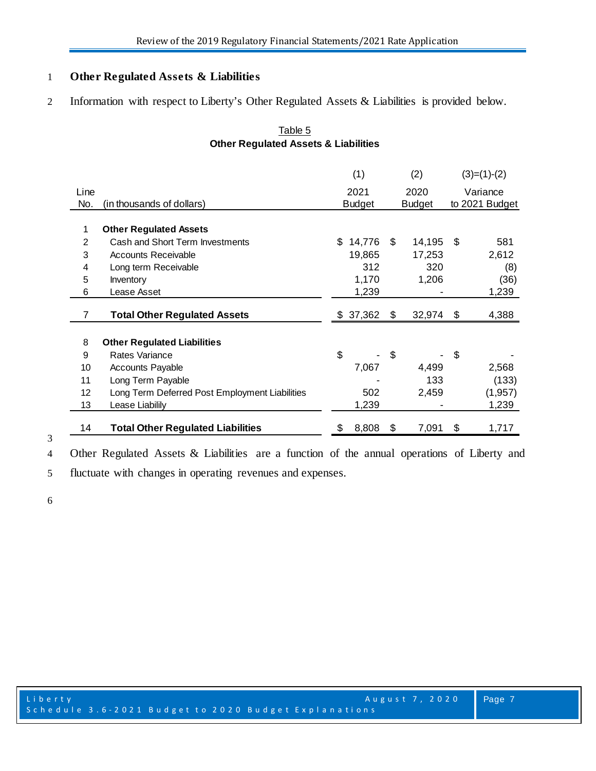## Other Regulated Assets & Liabilities

Information with respect to Liberty's Other Regulated Assets & Liabilities is provided below.

Table 5
**Other Regulated Assets & Liabilities**

| Line No. | (in thousands of dollars) | (1) 2021 Budget | (2) 2020 Budget | (3)=(1)-(2) Variance to 2021 Budget |
|---|---|---|---|---|
| 1 | **Other Regulated Assets** | | | |
| 2 | Cash and Short Term Investments | $ 14,776 | $ 14,195 | $ 581 |
| 3 | Accounts Receivable | 19,865 | 17,253 | 2,612 |
| 4 | Long term Receivable | 312 | 320 | (8) |
| 5 | Inventory | 1,170 | 1,206 | (36) |
| 6 | Lease Asset | 1,239 | - | 1,239 |
| 7 | **Total Other Regulated Assets** | $ 37,362 | $ 32,974 | $ 4,388 |
| 8 | **Other Regulated Liabilities** | | | |
| 9 | Rates Variance | $ - | $ - | $ - |
| 10 | Accounts Payable | 7,067 | 4,499 | 2,568 |
| 11 | Long Term Payable | - | 133 | (133) |
| 12 | Long Term Deferred Post Employment Liabilities | 502 | 2,459 | (1,957) |
| 13 | Lease Liabilily | 1,239 | - | 1,239 |
| 14 | **Total Other Regulated Liabilities** | $ 8,808 | $ 7,091 | $ 1,717 |

Other Regulated Assets & Liabilities are a function of the annual operations of Liberty and fluctuate with changes in operating revenues and expenses.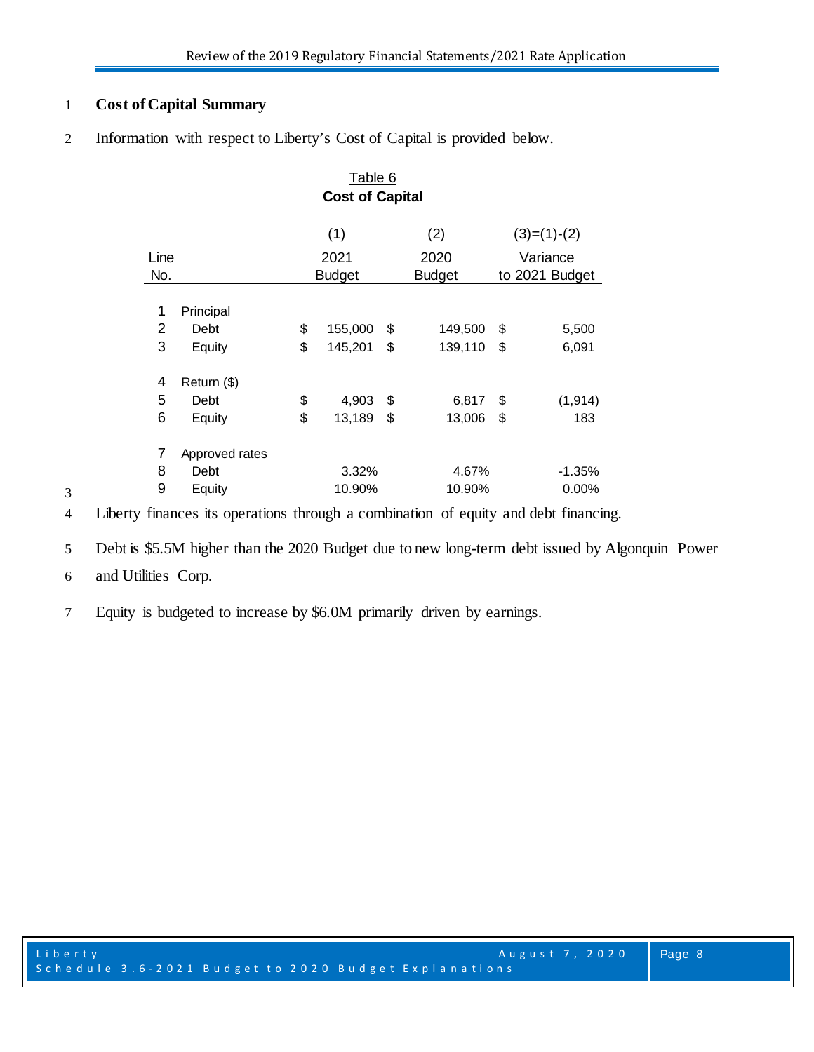## Cost of Capital Summary

Information with respect to Liberty's Cost of Capital is provided below.

Table 6
**Cost of Capital**

| Line No. | | (1) 2021 Budget | (2) 2020 Budget | (3)=(1)-(2) Variance to 2021 Budget |
|---|---|---|---|---|
| 1 | Principal | | | |
| 2 | Debt | $ 155,000 | $ 149,500 | $ 5,500 |
| 3 | Equity | $ 145,201 | $ 139,110 | $ 6,091 |
| 4 | Return ($) | | | |
| 5 | Debt | $ 4,903 | $ 6,817 | $ (1,914) |
| 6 | Equity | $ 13,189 | $ 13,006 | $ 183 |
| 7 | Approved rates | | | |
| 8 | Debt | 3.32% | 4.67% | -1.35% |
| 9 | Equity | 10.90% | 10.90% | 0.00% |

Liberty finances its operations through a combination of equity and debt financing.

Debt is $5.5M higher than the 2020 Budget due to new long-term debt issued by Algonquin Power and Utilities Corp.

Equity is budgeted to increase by $6.0M primarily driven by earnings.